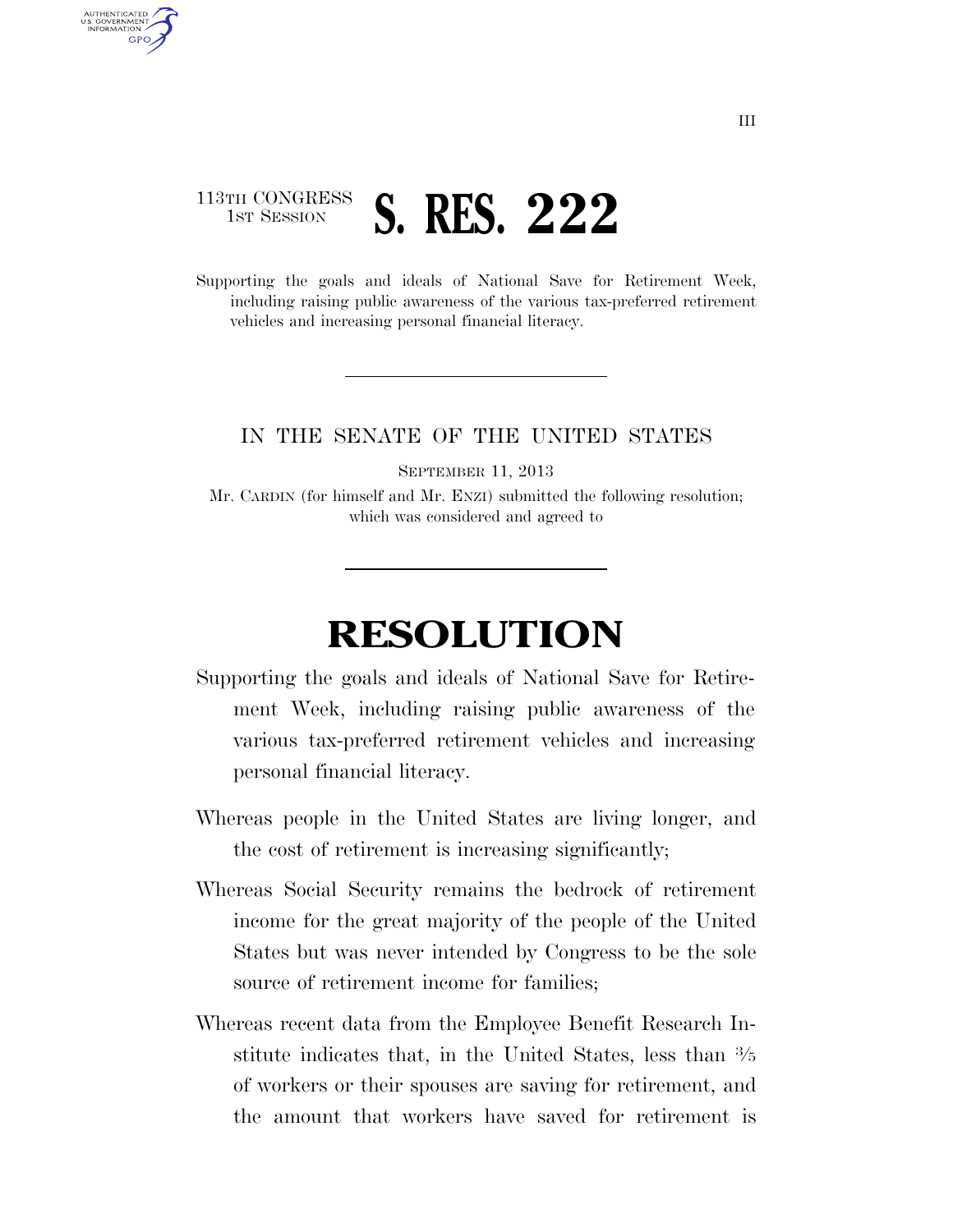113TH CONGRESS
1ST SESSION

# S. RES. 222

Supporting the goals and ideals of National Save for Retirement Week, including raising public awareness of the various tax-preferred retirement vehicles and increasing personal financial literacy.

---

IN THE SENATE OF THE UNITED STATES

SEPTEMBER 11, 2013

Mr. CARDIN (for himself and Mr. ENZI) submitted the following resolution; which was considered and agreed to

---

# RESOLUTION

Supporting the goals and ideals of National Save for Retirement Week, including raising public awareness of the various tax-preferred retirement vehicles and increasing personal financial literacy.

Whereas people in the United States are living longer, and the cost of retirement is increasing significantly;

Whereas Social Security remains the bedrock of retirement income for the great majority of the people of the United States but was never intended by Congress to be the sole source of retirement income for families;

Whereas recent data from the Employee Benefit Research Institute indicates that, in the United States, less than 3⁄5 of workers or their spouses are saving for retirement, and the amount that workers have saved for retirement is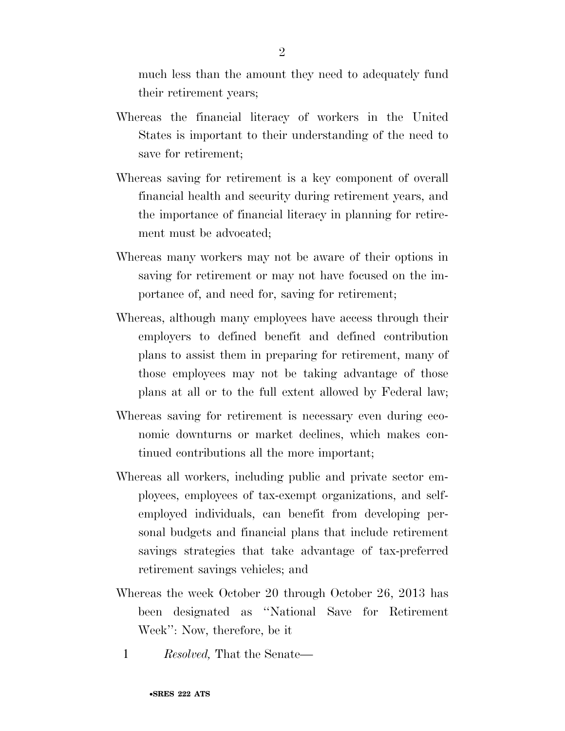much less than the amount they need to adequately fund their retirement years;

Whereas the financial literacy of workers in the United States is important to their understanding of the need to save for retirement;

Whereas saving for retirement is a key component of overall financial health and security during retirement years, and the importance of financial literacy in planning for retirement must be advocated;

Whereas many workers may not be aware of their options in saving for retirement or may not have focused on the importance of, and need for, saving for retirement;

Whereas, although many employees have access through their employers to defined benefit and defined contribution plans to assist them in preparing for retirement, many of those employees may not be taking advantage of those plans at all or to the full extent allowed by Federal law;

Whereas saving for retirement is necessary even during economic downturns or market declines, which makes continued contributions all the more important;

Whereas all workers, including public and private sector employees, employees of tax-exempt organizations, and self-employed individuals, can benefit from developing personal budgets and financial plans that include retirement savings strategies that take advantage of tax-preferred retirement savings vehicles; and

Whereas the week October 20 through October 26, 2013 has been designated as ''National Save for Retirement Week'': Now, therefore, be it

1 *Resolved,* That the Senate—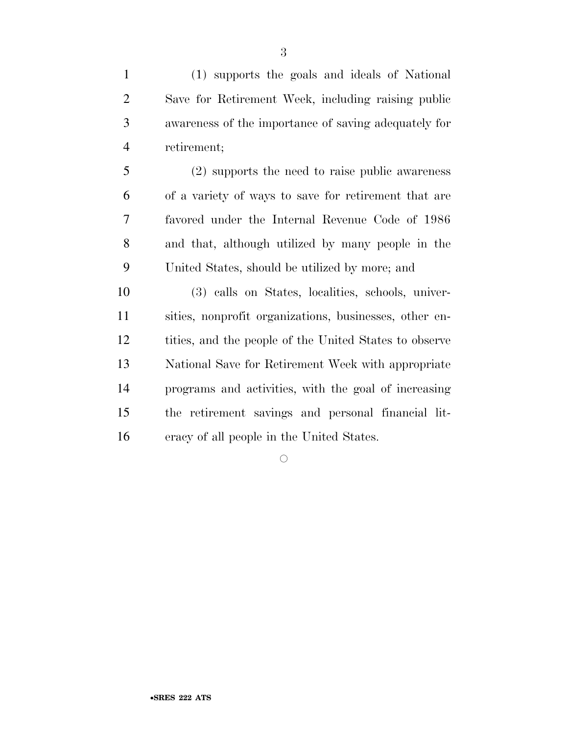(1) supports the goals and ideals of National Save for Retirement Week, including raising public awareness of the importance of saving adequately for retirement;

(2) supports the need to raise public awareness of a variety of ways to save for retirement that are favored under the Internal Revenue Code of 1986 and that, although utilized by many people in the United States, should be utilized by more; and

(3) calls on States, localities, schools, universities, nonprofit organizations, businesses, other entities, and the people of the United States to observe National Save for Retirement Week with appropriate programs and activities, with the goal of increasing the retirement savings and personal financial literacy of all people in the United States.

○